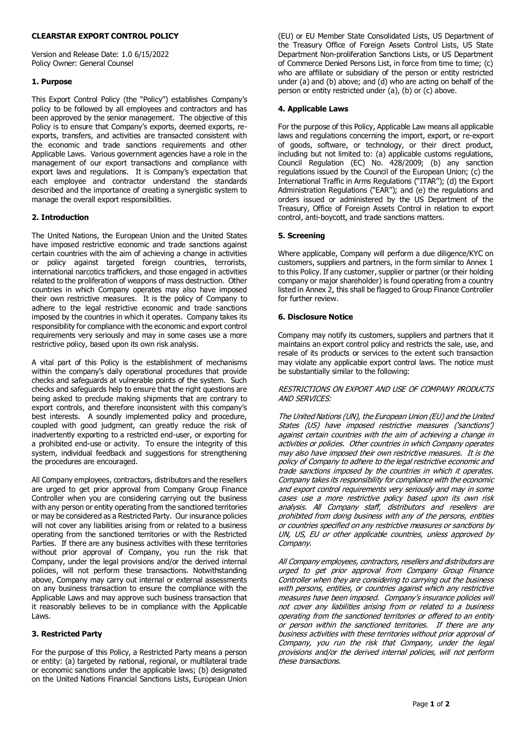# CLEARSTAR EXPORT CONTROL POLICY

Version and Release Date: 1.0 6/15/2022
Policy Owner: General Counsel

## 1. Purpose

This Export Control Policy (the "Policy") establishes Company's policy to be followed by all employees and contractors and has been approved by the senior management. The objective of this Policy is to ensure that Company's exports, deemed exports, re-exports, transfers, and activities are transacted consistent with the economic and trade sanctions requirements and other Applicable Laws. Various government agencies have a role in the management of our export transactions and compliance with export laws and regulations. It is Company's expectation that each employee and contractor understand the standards described and the importance of creating a synergistic system to manage the overall export responsibilities.

## 2. Introduction

The United Nations, the European Union and the United States have imposed restrictive economic and trade sanctions against certain countries with the aim of achieving a change in activities or policy against targeted foreign countries, terrorists, international narcotics traffickers, and those engaged in activities related to the proliferation of weapons of mass destruction. Other countries in which Company operates may also have imposed their own restrictive measures. It is the policy of Company to adhere to the legal restrictive economic and trade sanctions imposed by the countries in which it operates. Company takes its responsibility for compliance with the economic and export control requirements very seriously and may in some cases use a more restrictive policy, based upon its own risk analysis.

A vital part of this Policy is the establishment of mechanisms within the company's daily operational procedures that provide checks and safeguards at vulnerable points of the system. Such checks and safeguards help to ensure that the right questions are being asked to preclude making shipments that are contrary to export controls, and therefore inconsistent with this company's best interests. A soundly implemented policy and procedure, coupled with good judgment, can greatly reduce the risk of inadvertently exporting to a restricted end-user, or exporting for a prohibited end-use or activity. To ensure the integrity of this system, individual feedback and suggestions for strengthening the procedures are encouraged.

All Company employees, contractors, distributors and the resellers are urged to get prior approval from Company Group Finance Controller when you are considering carrying out the business with any person or entity operating from the sanctioned territories or may be considered as a Restricted Party. Our insurance policies will not cover any liabilities arising from or related to a business operating from the sanctioned territories or with the Restricted Parties. If there are any business activities with these territories without prior approval of Company, you run the risk that Company, under the legal provisions and/or the derived internal policies, will not perform these transactions. Notwithstanding above, Company may carry out internal or external assessments on any business transaction to ensure the compliance with the Applicable Laws and may approve such business transaction that it reasonably believes to be in compliance with the Applicable Laws.

## 3. Restricted Party

For the purpose of this Policy, a Restricted Party means a person or entity: (a) targeted by national, regional, or multilateral trade or economic sanctions under the applicable laws; (b) designated on the United Nations Financial Sanctions Lists, European Union (EU) or EU Member State Consolidated Lists, US Department of the Treasury Office of Foreign Assets Control Lists, US State Department Non-proliferation Sanctions Lists, or US Department of Commerce Denied Persons List, in force from time to time; (c) who are affiliate or subsidiary of the person or entity restricted under (a) and (b) above; and (d) who are acting on behalf of the person or entity restricted under (a), (b) or (c) above.

## 4. Applicable Laws

For the purpose of this Policy, Applicable Law means all applicable laws and regulations concerning the import, export, or re-export of goods, software, or technology, or their direct product, including but not limited to: (a) applicable customs regulations, Council Regulation (EC) No. 428/2009; (b) any sanction regulations issued by the Council of the European Union; (c) the International Traffic in Arms Regulations ("ITAR"); (d) the Export Administration Regulations ("EAR"); and (e) the regulations and orders issued or administered by the US Department of the Treasury, Office of Foreign Assets Control in relation to export control, anti-boycott, and trade sanctions matters.

## 5. Screening

Where applicable, Company will perform a due diligence/KYC on customers, suppliers and partners, in the form similar to Annex 1 to this Policy. If any customer, supplier or partner (or their holding company or major shareholder) is found operating from a country listed in Annex 2, this shall be flagged to Group Finance Controller for further review.

## 6. Disclosure Notice

Company may notify its customers, suppliers and partners that it maintains an export control policy and restricts the sale, use, and resale of its products or services to the extent such transaction may violate any applicable export control laws. The notice must be substantially similar to the following:

*RESTRICTIONS ON EXPORT AND USE OF COMPANY PRODUCTS AND SERVICES:*

*The United Nations (UN), the European Union (EU) and the United States (US) have imposed restrictive measures ('sanctions') against certain countries with the aim of achieving a change in activities or policies. Other countries in which Company operates may also have imposed their own restrictive measures. It is the policy of Company to adhere to the legal restrictive economic and trade sanctions imposed by the countries in which it operates. Company takes its responsibility for compliance with the economic and export control requirements very seriously and may in some cases use a more restrictive policy based upon its own risk analysis. All Company staff, distributors and resellers are prohibited from doing business with any of the persons, entities or countries specified on any restrictive measures or sanctions by UN, US, EU or other applicable countries, unless approved by Company.*

*All Company employees, contractors, resellers and distributors are urged to get prior approval from Company Group Finance Controller when they are considering to carrying out the business with persons, entities, or countries against which any restrictive measures have been imposed. Company's insurance policies will not cover any liabilities arising from or related to a business operating from the sanctioned territories or offered to an entity or person within the sanctioned territories. If there are any business activities with these territories without prior approval of Company, you run the risk that Company, under the legal provisions and/or the derived internal policies, will not perform these transactions.*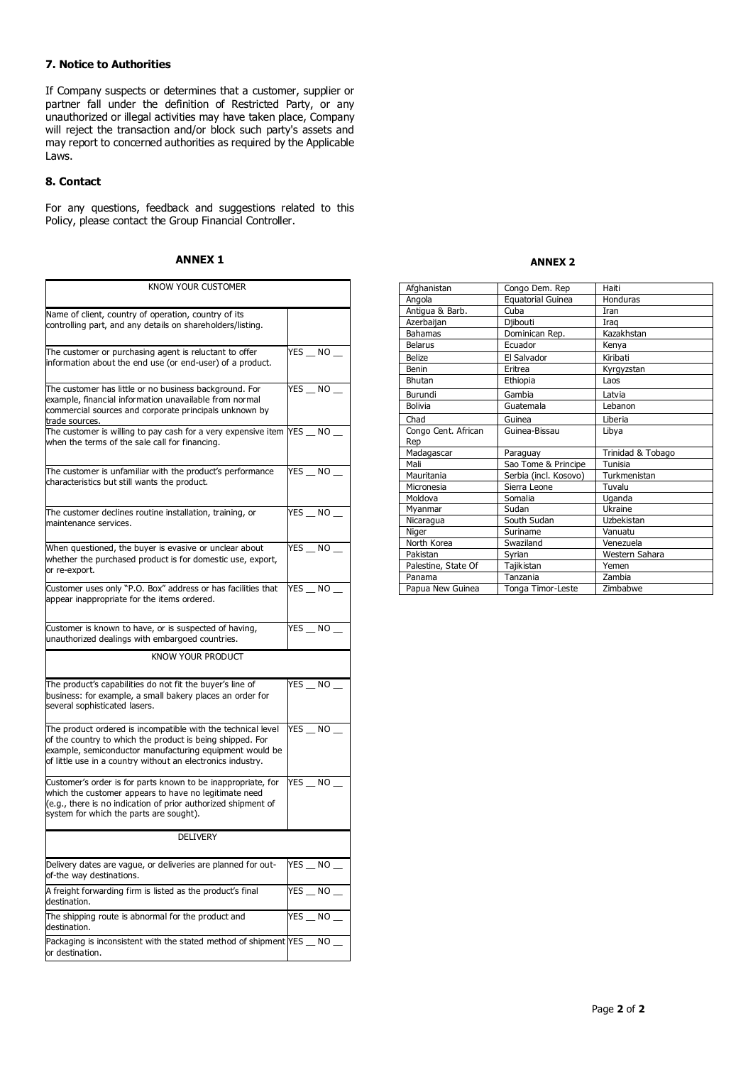### 7. Notice to Authorities

If Company suspects or determines that a customer, supplier or partner fall under the definition of Restricted Party, or any unauthorized or illegal activities may have taken place, Company will reject the transaction and/or block such party's assets and may report to concerned authorities as required by the Applicable Laws.

### 8. Contact

For any questions, feedback and suggestions related to this Policy, please contact the Group Financial Controller.

## ANNEX 1

| KNOW YOUR CUSTOMER | |
|---|---|
| Name of client, country of operation, country of its controlling part, and any details on shareholders/listing. | |
| The customer or purchasing agent is reluctant to offer information about the end use (or end-user) of a product. | YES __ NO __ |
| The customer has little or no business background. For example, financial information unavailable from normal commercial sources and corporate principals unknown by trade sources. | YES __ NO __ |
| The customer is willing to pay cash for a very expensive item when the terms of the sale call for financing. | YES __ NO __ |
| The customer is unfamiliar with the product's performance characteristics but still wants the product. | YES __ NO __ |
| The customer declines routine installation, training, or maintenance services. | YES __ NO __ |
| When questioned, the buyer is evasive or unclear about whether the purchased product is for domestic use, export, or re-export. | YES __ NO __ |
| Customer uses only "P.O. Box" address or has facilities that appear inappropriate for the items ordered. | YES __ NO __ |
| Customer is known to have, or is suspected of having, unauthorized dealings with embargoed countries. | YES __ NO __ |
| KNOW YOUR PRODUCT | |
| The product's capabilities do not fit the buyer's line of business: for example, a small bakery places an order for several sophisticated lasers. | YES __ NO __ |
| The product ordered is incompatible with the technical level of the country to which the product is being shipped. For example, semiconductor manufacturing equipment would be of little use in a country without an electronics industry. | YES __ NO __ |
| Customer's order is for parts known to be inappropriate, for which the customer appears to have no legitimate need (e.g., there is no indication of prior authorized shipment of system for which the parts are sought). | YES __ NO __ |
| DELIVERY | |
| Delivery dates are vague, or deliveries are planned for out-of-the way destinations. | YES __ NO __ |
| A freight forwarding firm is listed as the product's final destination. | YES __ NO __ |
| The shipping route is abnormal for the product and destination. | YES __ NO __ |
| Packaging is inconsistent with the stated method of shipment or destination. | YES __ NO __ |

## ANNEX 2

| | | |
|---|---|---|
| Afghanistan | Congo Dem. Rep | Haiti |
| Angola | Equatorial Guinea | Honduras |
| Antigua & Barb. | Cuba | Iran |
| Azerbaijan | Djibouti | Iraq |
| Bahamas | Dominican Rep. | Kazakhstan |
| Belarus | Ecuador | Kenya |
| Belize | El Salvador | Kiribati |
| Benin | Eritrea | Kyrgyzstan |
| Bhutan | Ethiopia | Laos |
| Burundi | Gambia | Latvia |
| Bolivia | Guatemala | Lebanon |
| Chad | Guinea | Liberia |
| Congo Cent. African Rep | Guinea-Bissau | Libya |
| Madagascar | Paraguay | Trinidad & Tobago |
| Mali | Sao Tome & Principe | Tunisia |
| Mauritania | Serbia (incl. Kosovo) | Turkmenistan |
| Micronesia | Sierra Leone | Tuvalu |
| Moldova | Somalia | Uganda |
| Myanmar | Sudan | Ukraine |
| Nicaragua | South Sudan | Uzbekistan |
| Niger | Suriname | Vanuatu |
| North Korea | Swaziland | Venezuela |
| Pakistan | Syrian | Western Sahara |
| Palestine, State Of | Tajikistan | Yemen |
| Panama | Tanzania | Zambia |
| Papua New Guinea | Tonga Timor-Leste | Zimbabwe |